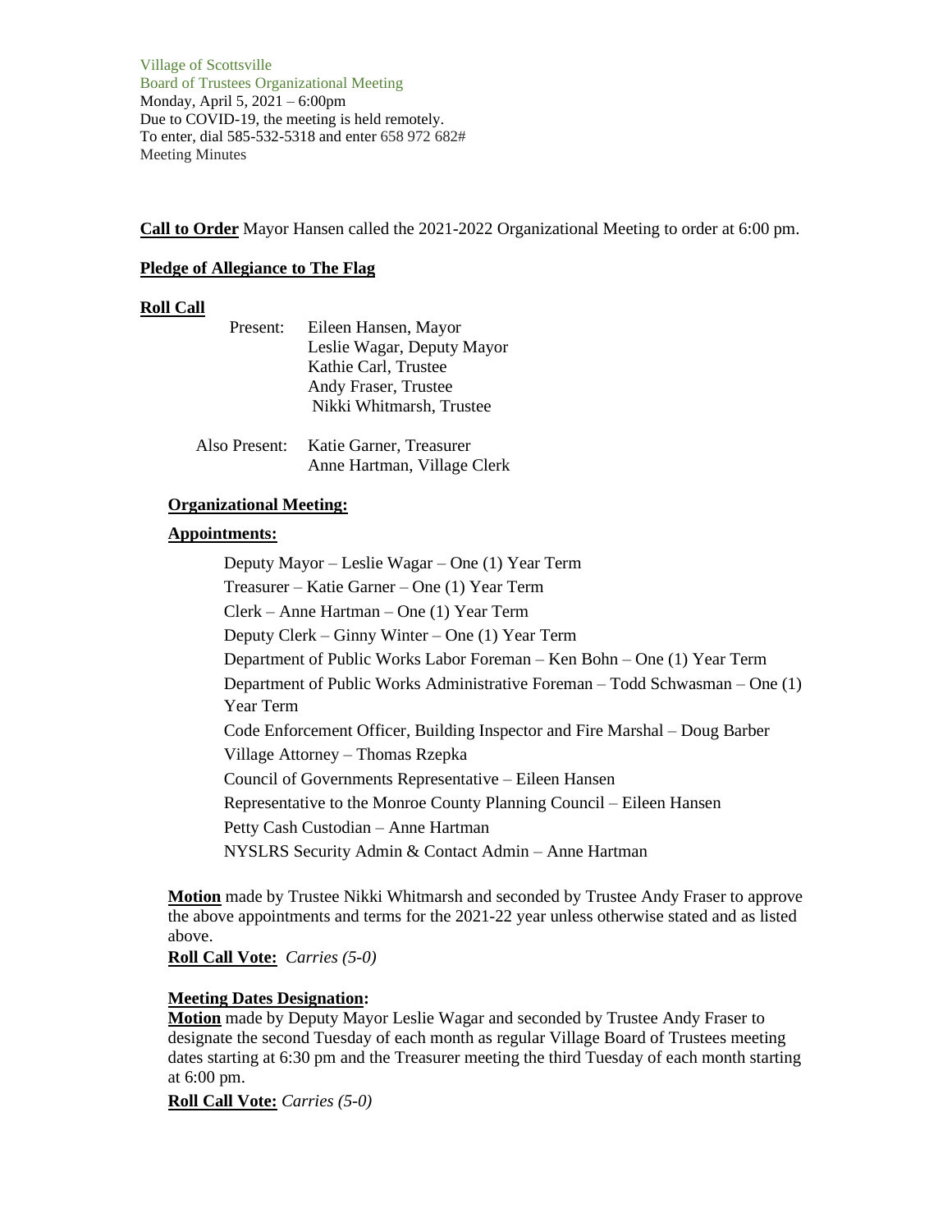Village of Scottsville
Board of Trustees Organizational Meeting
Monday, April 5, 2021 – 6:00pm
Due to COVID-19, the meeting is held remotely.
To enter, dial 585-532-5318 and enter 658 972 682#
Meeting Minutes

**Call to Order** Mayor Hansen called the 2021-2022 Organizational Meeting to order at 6:00 pm.

**Pledge of Allegiance to The Flag**

**Roll Call**

Present:
- Eileen Hansen, Mayor
- Leslie Wagar, Deputy Mayor
- Kathie Carl, Trustee
- Andy Fraser, Trustee
- Nikki Whitmarsh, Trustee

Also Present:
- Katie Garner, Treasurer
- Anne Hartman, Village Clerk

**Organizational Meeting:**

**Appointments:**

Deputy Mayor – Leslie Wagar – One (1) Year Term
Treasurer – Katie Garner – One (1) Year Term
Clerk – Anne Hartman – One (1) Year Term
Deputy Clerk – Ginny Winter – One (1) Year Term
Department of Public Works Labor Foreman – Ken Bohn – One (1) Year Term
Department of Public Works Administrative Foreman – Todd Schwasman – One (1) Year Term
Code Enforcement Officer, Building Inspector and Fire Marshal – Doug Barber
Village Attorney – Thomas Rzepka
Council of Governments Representative – Eileen Hansen
Representative to the Monroe County Planning Council – Eileen Hansen
Petty Cash Custodian – Anne Hartman
NYSLRS Security Admin & Contact Admin – Anne Hartman

**Motion** made by Trustee Nikki Whitmarsh and seconded by Trustee Andy Fraser to approve the above appointments and terms for the 2021-22 year unless otherwise stated and as listed above.
**Roll Call Vote:** *Carries (5-0)*

**Meeting Dates Designation:**
**Motion** made by Deputy Mayor Leslie Wagar and seconded by Trustee Andy Fraser to designate the second Tuesday of each month as regular Village Board of Trustees meeting dates starting at 6:30 pm and the Treasurer meeting the third Tuesday of each month starting at 6:00 pm.
**Roll Call Vote:** *Carries (5-0)*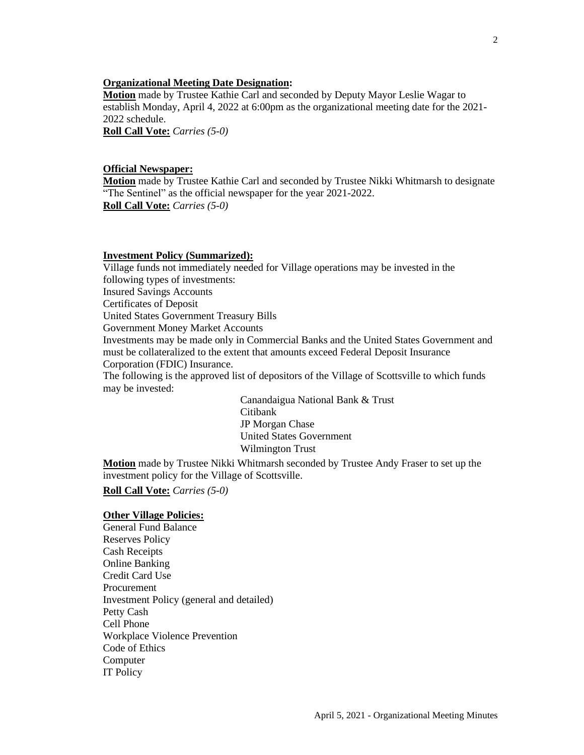**Organizational Meeting Date Designation:**

**Motion** made by Trustee Kathie Carl and seconded by Deputy Mayor Leslie Wagar to establish Monday, April 4, 2022 at 6:00pm as the organizational meeting date for the 2021-2022 schedule.

**Roll Call Vote:** *Carries (5-0)*

**Official Newspaper:**

**Motion** made by Trustee Kathie Carl and seconded by Trustee Nikki Whitmarsh to designate "The Sentinel" as the official newspaper for the year 2021-2022.

**Roll Call Vote:** *Carries (5-0)*

**Investment Policy (Summarized):**

Village funds not immediately needed for Village operations may be invested in the following types of investments:

Insured Savings Accounts

Certificates of Deposit

United States Government Treasury Bills

Government Money Market Accounts

Investments may be made only in Commercial Banks and the United States Government and must be collateralized to the extent that amounts exceed Federal Deposit Insurance Corporation (FDIC) Insurance.

The following is the approved list of depositors of the Village of Scottsville to which funds may be invested:

Canandaigua National Bank & Trust
Citibank
JP Morgan Chase
United States Government
Wilmington Trust

**Motion** made by Trustee Nikki Whitmarsh seconded by Trustee Andy Fraser to set up the investment policy for the Village of Scottsville.

**Roll Call Vote:** *Carries (5-0)*

**Other Village Policies:**

General Fund Balance
Reserves Policy
Cash Receipts
Online Banking
Credit Card Use
Procurement
Investment Policy (general and detailed)
Petty Cash
Cell Phone
Workplace Violence Prevention
Code of Ethics
Computer
IT Policy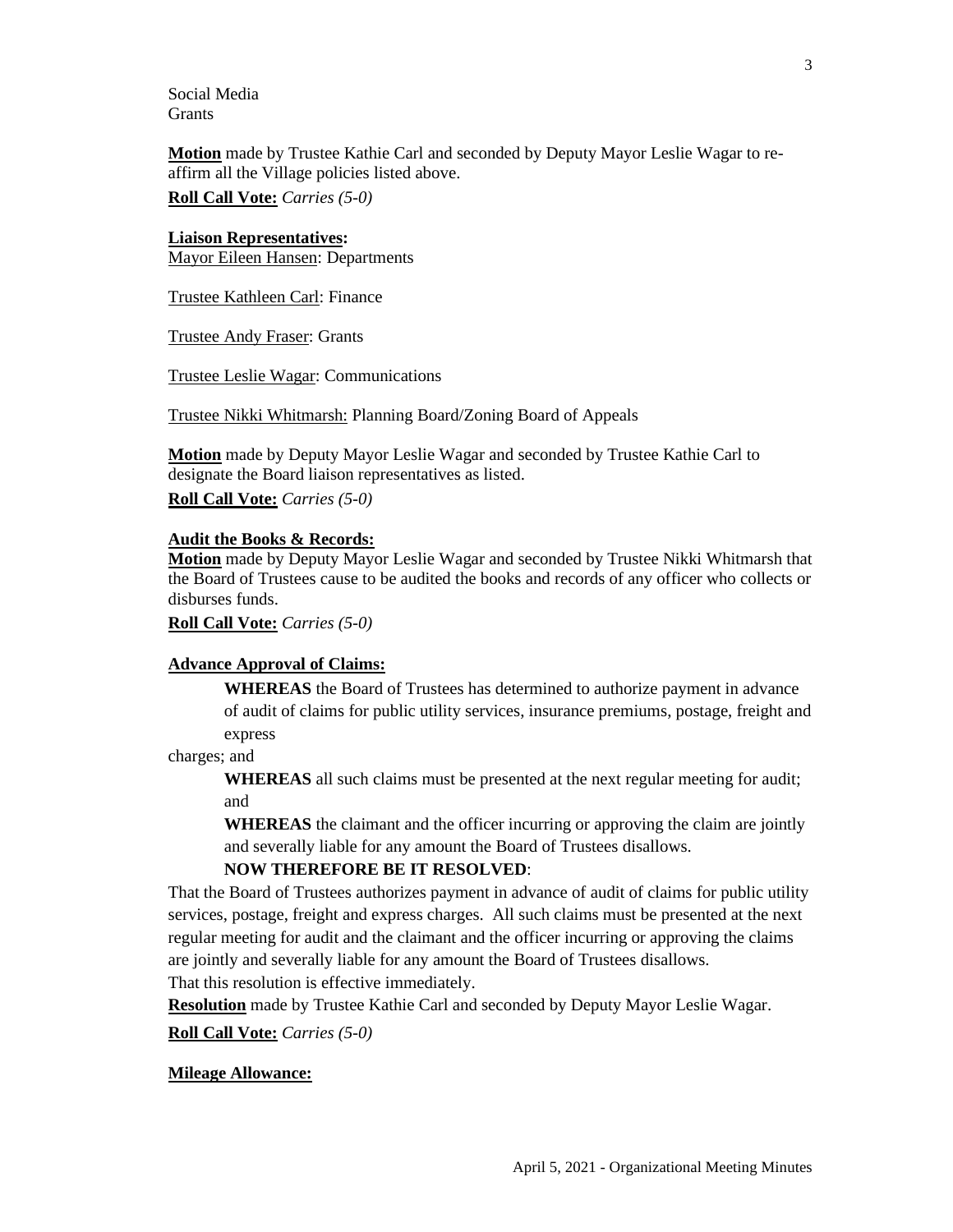Social Media
Grants

**Motion** made by Trustee Kathie Carl and seconded by Deputy Mayor Leslie Wagar to re-affirm all the Village policies listed above.

**Roll Call Vote:** *Carries (5-0)*

**Liaison Representatives:**

Mayor Eileen Hansen: Departments

Trustee Kathleen Carl: Finance

Trustee Andy Fraser: Grants

Trustee Leslie Wagar: Communications

Trustee Nikki Whitmarsh: Planning Board/Zoning Board of Appeals

**Motion** made by Deputy Mayor Leslie Wagar and seconded by Trustee Kathie Carl to designate the Board liaison representatives as listed.

**Roll Call Vote:** *Carries (5-0)*

**Audit the Books & Records:**

**Motion** made by Deputy Mayor Leslie Wagar and seconded by Trustee Nikki Whitmarsh that the Board of Trustees cause to be audited the books and records of any officer who collects or disburses funds.

**Roll Call Vote:** *Carries (5-0)*

**Advance Approval of Claims:**

**WHEREAS** the Board of Trustees has determined to authorize payment in advance of audit of claims for public utility services, insurance premiums, postage, freight and express charges; and

**WHEREAS** all such claims must be presented at the next regular meeting for audit; and

**WHEREAS** the claimant and the officer incurring or approving the claim are jointly and severally liable for any amount the Board of Trustees disallows.

**NOW THEREFORE BE IT RESOLVED**:

That the Board of Trustees authorizes payment in advance of audit of claims for public utility services, postage, freight and express charges. All such claims must be presented at the next regular meeting for audit and the claimant and the officer incurring or approving the claims are jointly and severally liable for any amount the Board of Trustees disallows.

That this resolution is effective immediately.

**Resolution** made by Trustee Kathie Carl and seconded by Deputy Mayor Leslie Wagar.

**Roll Call Vote:** *Carries (5-0)*

**Mileage Allowance:**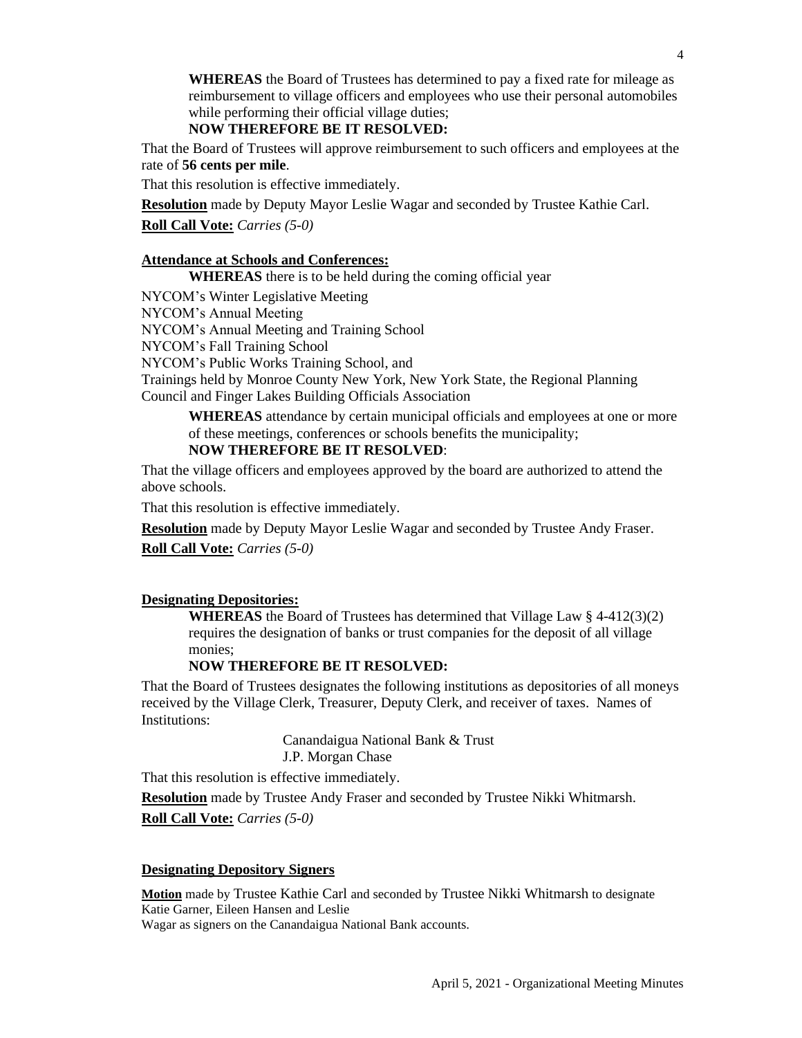**WHEREAS** the Board of Trustees has determined to pay a fixed rate for mileage as reimbursement to village officers and employees who use their personal automobiles while performing their official village duties;

**NOW THEREFORE BE IT RESOLVED:**

That the Board of Trustees will approve reimbursement to such officers and employees at the rate of **56 cents per mile**.

That this resolution is effective immediately.

**Resolution** made by Deputy Mayor Leslie Wagar and seconded by Trustee Kathie Carl.

**Roll Call Vote:** *Carries (5-0)*

**Attendance at Schools and Conferences:**

**WHEREAS** there is to be held during the coming official year

NYCOM's Winter Legislative Meeting
NYCOM's Annual Meeting
NYCOM's Annual Meeting and Training School
NYCOM's Fall Training School
NYCOM's Public Works Training School, and
Trainings held by Monroe County New York, New York State, the Regional Planning Council and Finger Lakes Building Officials Association

**WHEREAS** attendance by certain municipal officials and employees at one or more of these meetings, conferences or schools benefits the municipality;

**NOW THEREFORE BE IT RESOLVED**:

That the village officers and employees approved by the board are authorized to attend the above schools.

That this resolution is effective immediately.

**Resolution** made by Deputy Mayor Leslie Wagar and seconded by Trustee Andy Fraser.

**Roll Call Vote:** *Carries (5-0)*

**Designating Depositories:**

**WHEREAS** the Board of Trustees has determined that Village Law § 4-412(3)(2) requires the designation of banks or trust companies for the deposit of all village monies;

**NOW THEREFORE BE IT RESOLVED:**

That the Board of Trustees designates the following institutions as depositories of all moneys received by the Village Clerk, Treasurer, Deputy Clerk, and receiver of taxes. Names of Institutions:

Canandaigua National Bank & Trust
J.P. Morgan Chase

That this resolution is effective immediately.

**Resolution** made by Trustee Andy Fraser and seconded by Trustee Nikki Whitmarsh.

**Roll Call Vote:** *Carries (5-0)*

**Designating Depository Signers**

**Motion** made by Trustee Kathie Carl and seconded by Trustee Nikki Whitmarsh to designate Katie Garner, Eileen Hansen and Leslie Wagar as signers on the Canandaigua National Bank accounts.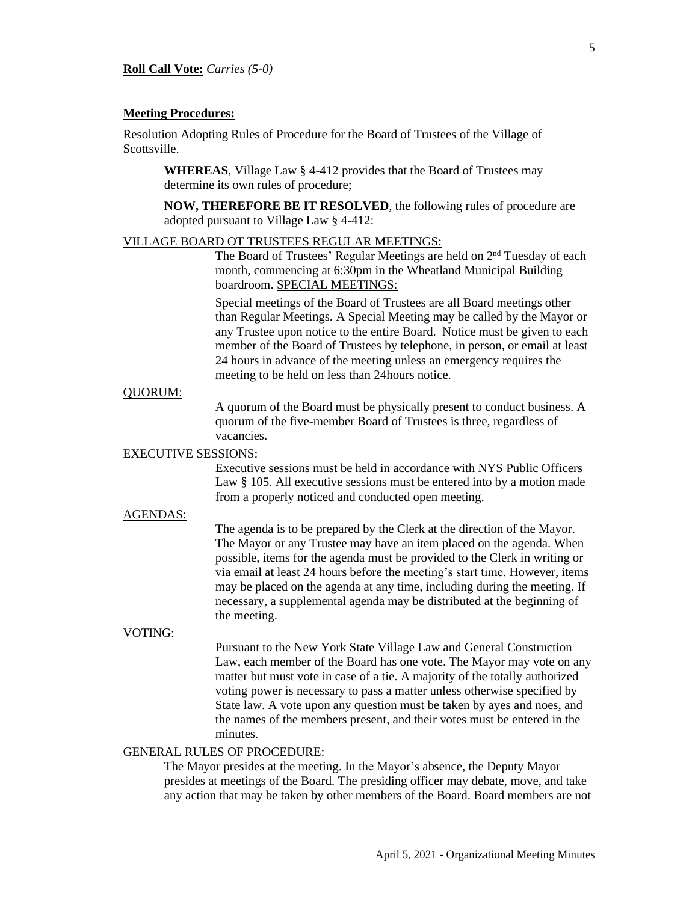**Roll Call Vote:** *Carries (5-0)*

**Meeting Procedures:**

Resolution Adopting Rules of Procedure for the Board of Trustees of the Village of Scottsville.

**WHEREAS**, Village Law § 4-412 provides that the Board of Trustees may determine its own rules of procedure;

**NOW, THEREFORE BE IT RESOLVED**, the following rules of procedure are adopted pursuant to Village Law § 4-412:

VILLAGE BOARD OT TRUSTEES REGULAR MEETINGS:

The Board of Trustees' Regular Meetings are held on 2nd Tuesday of each month, commencing at 6:30pm in the Wheatland Municipal Building boardroom. SPECIAL MEETINGS:

Special meetings of the Board of Trustees are all Board meetings other than Regular Meetings. A Special Meeting may be called by the Mayor or any Trustee upon notice to the entire Board. Notice must be given to each member of the Board of Trustees by telephone, in person, or email at least 24 hours in advance of the meeting unless an emergency requires the meeting to be held on less than 24hours notice.

QUORUM:

A quorum of the Board must be physically present to conduct business. A quorum of the five-member Board of Trustees is three, regardless of vacancies.

EXECUTIVE SESSIONS:

Executive sessions must be held in accordance with NYS Public Officers Law § 105. All executive sessions must be entered into by a motion made from a properly noticed and conducted open meeting.

AGENDAS:

The agenda is to be prepared by the Clerk at the direction of the Mayor. The Mayor or any Trustee may have an item placed on the agenda. When possible, items for the agenda must be provided to the Clerk in writing or via email at least 24 hours before the meeting's start time. However, items may be placed on the agenda at any time, including during the meeting. If necessary, a supplemental agenda may be distributed at the beginning of the meeting.

VOTING:

Pursuant to the New York State Village Law and General Construction Law, each member of the Board has one vote. The Mayor may vote on any matter but must vote in case of a tie. A majority of the totally authorized voting power is necessary to pass a matter unless otherwise specified by State law. A vote upon any question must be taken by ayes and noes, and the names of the members present, and their votes must be entered in the minutes.

GENERAL RULES OF PROCEDURE:

The Mayor presides at the meeting. In the Mayor's absence, the Deputy Mayor presides at meetings of the Board. The presiding officer may debate, move, and take any action that may be taken by other members of the Board. Board members are not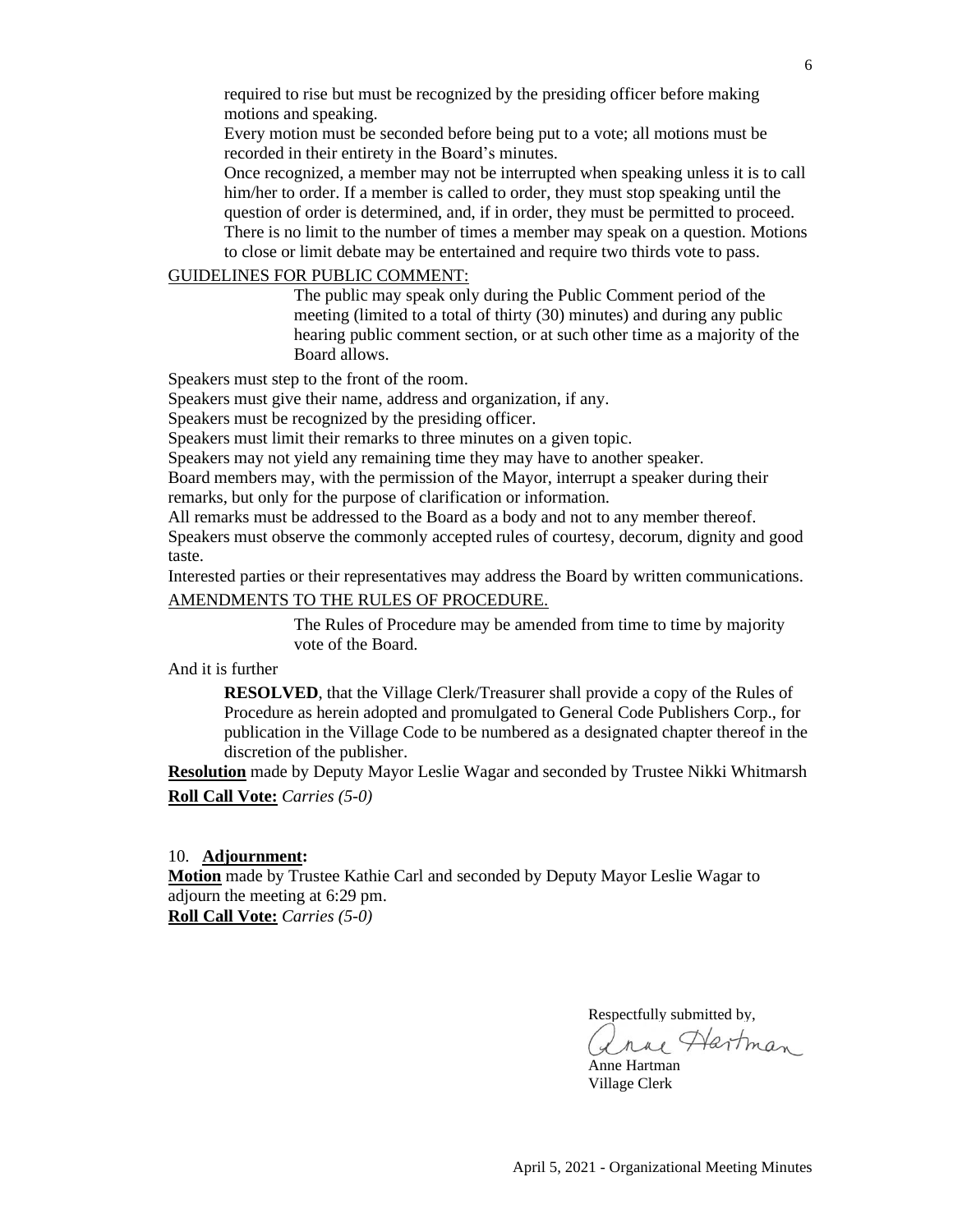required to rise but must be recognized by the presiding officer before making motions and speaking.

Every motion must be seconded before being put to a vote; all motions must be recorded in their entirety in the Board's minutes.

Once recognized, a member may not be interrupted when speaking unless it is to call him/her to order. If a member is called to order, they must stop speaking until the question of order is determined, and, if in order, they must be permitted to proceed. There is no limit to the number of times a member may speak on a question. Motions to close or limit debate may be entertained and require two thirds vote to pass.

GUIDELINES FOR PUBLIC COMMENT:

The public may speak only during the Public Comment period of the meeting (limited to a total of thirty (30) minutes) and during any public hearing public comment section, or at such other time as a majority of the Board allows.

Speakers must step to the front of the room.

Speakers must give their name, address and organization, if any.

Speakers must be recognized by the presiding officer.

Speakers must limit their remarks to three minutes on a given topic.

Speakers may not yield any remaining time they may have to another speaker.

Board members may, with the permission of the Mayor, interrupt a speaker during their remarks, but only for the purpose of clarification or information.

All remarks must be addressed to the Board as a body and not to any member thereof.

Speakers must observe the commonly accepted rules of courtesy, decorum, dignity and good taste.

Interested parties or their representatives may address the Board by written communications.

AMENDMENTS TO THE RULES OF PROCEDURE.

The Rules of Procedure may be amended from time to time by majority vote of the Board.

And it is further

**RESOLVED**, that the Village Clerk/Treasurer shall provide a copy of the Rules of Procedure as herein adopted and promulgated to General Code Publishers Corp., for publication in the Village Code to be numbered as a designated chapter thereof in the discretion of the publisher.

**Resolution** made by Deputy Mayor Leslie Wagar and seconded by Trustee Nikki Whitmarsh

**Roll Call Vote:** *Carries (5-0)*

10. **Adjournment:**

**Motion** made by Trustee Kathie Carl and seconded by Deputy Mayor Leslie Wagar to adjourn the meeting at 6:29 pm.

**Roll Call Vote:** *Carries (5-0)*

Respectfully submitted by,

Anne Hartman

Anne Hartman
Village Clerk

April 5, 2021 - Organizational Meeting Minutes